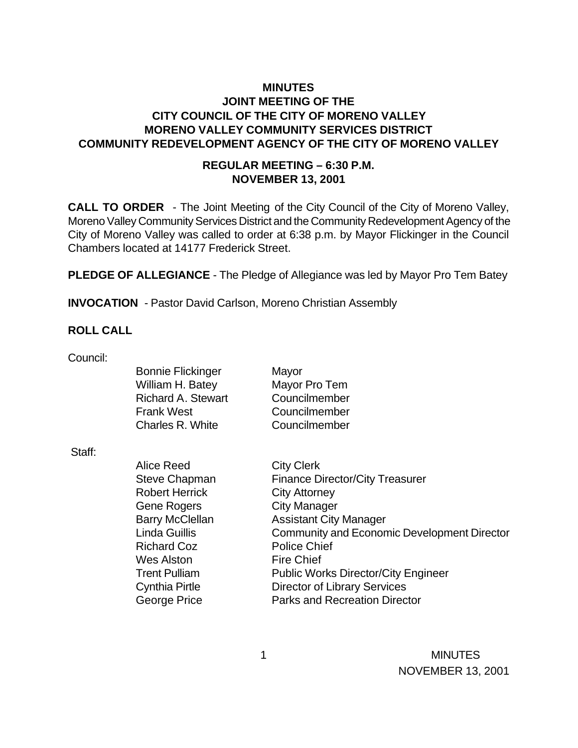# MINUTES
## JOINT MEETING OF THE
## CITY COUNCIL OF THE CITY OF MORENO VALLEY
## MORENO VALLEY COMMUNITY SERVICES DISTRICT
## COMMUNITY REDEVELOPMENT AGENCY OF THE CITY OF MORENO VALLEY

### REGULAR MEETING – 6:30 P.M.
### NOVEMBER 13, 2001

**CALL TO ORDER** - The Joint Meeting of the City Council of the City of Moreno Valley, Moreno Valley Community Services District and the Community Redevelopment Agency of the City of Moreno Valley was called to order at 6:38 p.m. by Mayor Flickinger in the Council Chambers located at 14177 Frederick Street.

**PLEDGE OF ALLEGIANCE** - The Pledge of Allegiance was led by Mayor Pro Tem Batey

**INVOCATION** - Pastor David Carlson, Moreno Christian Assembly

**ROLL CALL**

Council:

| | |
|---|---|
| Bonnie Flickinger | Mayor |
| William H. Batey | Mayor Pro Tem |
| Richard A. Stewart | Councilmember |
| Frank West | Councilmember |
| Charles R. White | Councilmember |

Staff:

| | |
|---|---|
| Alice Reed | City Clerk |
| Steve Chapman | Finance Director/City Treasurer |
| Robert Herrick | City Attorney |
| Gene Rogers | City Manager |
| Barry McClellan | Assistant City Manager |
| Linda Guillis | Community and Economic Development Director |
| Richard Coz | Police Chief |
| Wes Alston | Fire Chief |
| Trent Pulliam | Public Works Director/City Engineer |
| Cynthia Pirtle | Director of Library Services |
| George Price | Parks and Recreation Director |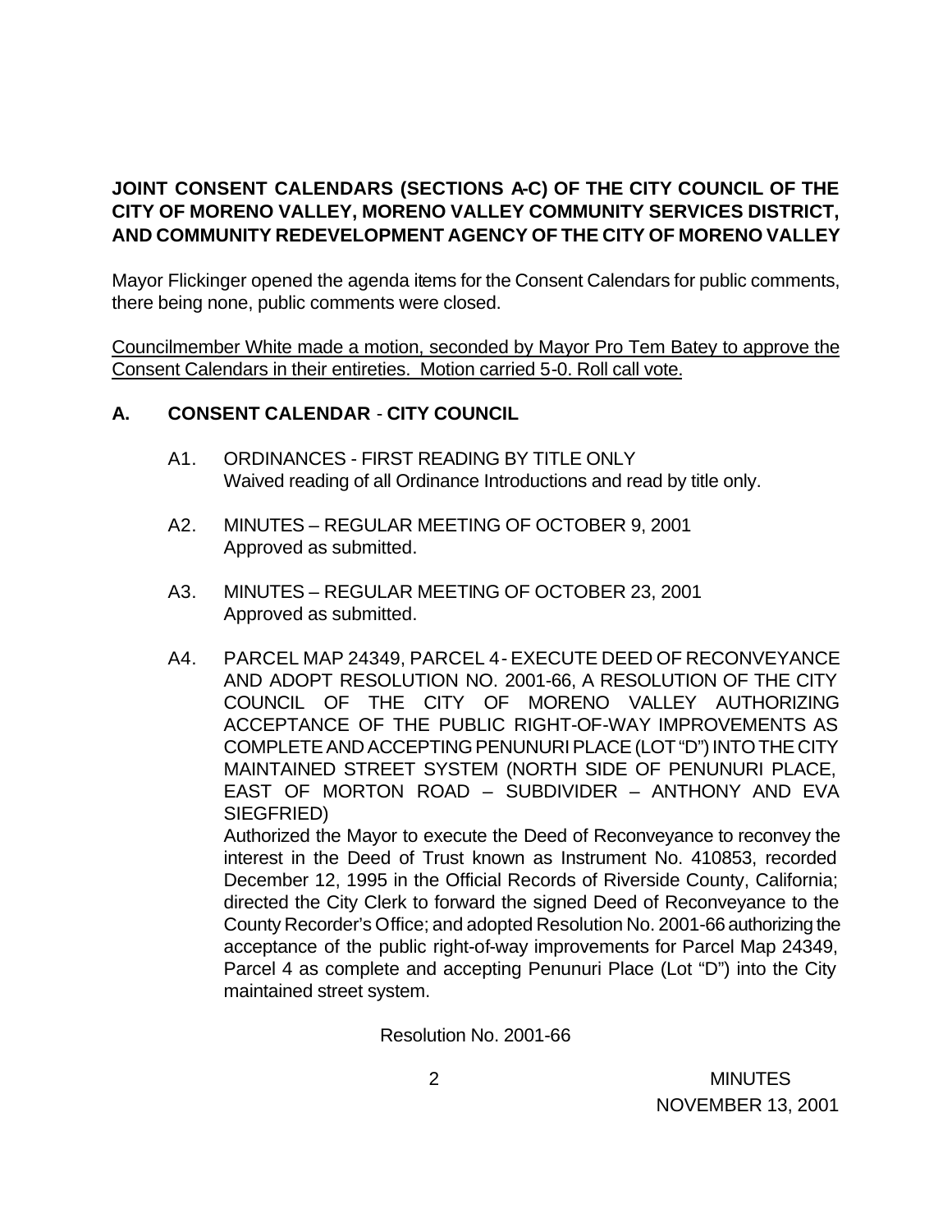**JOINT CONSENT CALENDARS (SECTIONS A-C) OF THE CITY COUNCIL OF THE CITY OF MORENO VALLEY, MORENO VALLEY COMMUNITY SERVICES DISTRICT, AND COMMUNITY REDEVELOPMENT AGENCY OF THE CITY OF MORENO VALLEY**

Mayor Flickinger opened the agenda items for the Consent Calendars for public comments, there being none, public comments were closed.

<u>Councilmember White made a motion, seconded by Mayor Pro Tem Batey to approve the Consent Calendars in their entireties. Motion carried 5-0. Roll call vote.</u>

## A. CONSENT CALENDAR - CITY COUNCIL

A1. ORDINANCES - FIRST READING BY TITLE ONLY
Waived reading of all Ordinance Introductions and read by title only.

A2. MINUTES – REGULAR MEETING OF OCTOBER 9, 2001
Approved as submitted.

A3. MINUTES – REGULAR MEETING OF OCTOBER 23, 2001
Approved as submitted.

A4. PARCEL MAP 24349, PARCEL 4 - EXECUTE DEED OF RECONVEYANCE AND ADOPT RESOLUTION NO. 2001-66, A RESOLUTION OF THE CITY COUNCIL OF THE CITY OF MORENO VALLEY AUTHORIZING ACCEPTANCE OF THE PUBLIC RIGHT-OF-WAY IMPROVEMENTS AS COMPLETE AND ACCEPTING PENUNURI PLACE (LOT "D") INTO THE CITY MAINTAINED STREET SYSTEM (NORTH SIDE OF PENUNURI PLACE, EAST OF MORTON ROAD – SUBDIVIDER – ANTHONY AND EVA SIEGFRIED)
Authorized the Mayor to execute the Deed of Reconveyance to reconvey the interest in the Deed of Trust known as Instrument No. 410853, recorded December 12, 1995 in the Official Records of Riverside County, California; directed the City Clerk to forward the signed Deed of Reconveyance to the County Recorder's Office; and adopted Resolution No. 2001-66 authorizing the acceptance of the public right-of-way improvements for Parcel Map 24349, Parcel 4 as complete and accepting Penunuri Place (Lot "D") into the City maintained street system.

Resolution No. 2001-66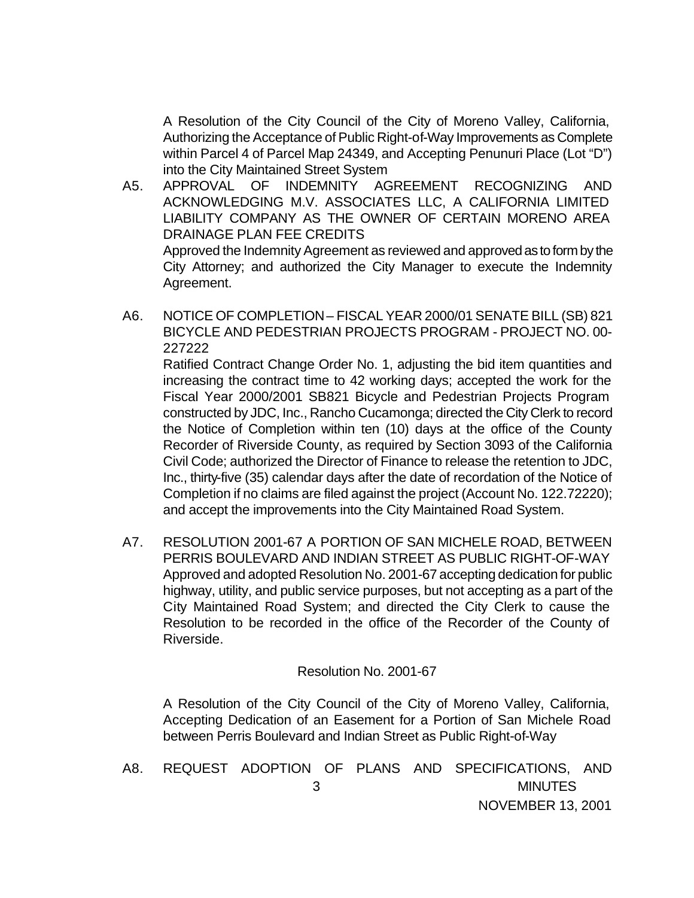A Resolution of the City Council of the City of Moreno Valley, California, Authorizing the Acceptance of Public Right-of-Way Improvements as Complete within Parcel 4 of Parcel Map 24349, and Accepting Penunuri Place (Lot "D") into the City Maintained Street System

A5. APPROVAL OF INDEMNITY AGREEMENT RECOGNIZING AND ACKNOWLEDGING M.V. ASSOCIATES LLC, A CALIFORNIA LIMITED LIABILITY COMPANY AS THE OWNER OF CERTAIN MORENO AREA DRAINAGE PLAN FEE CREDITS

Approved the Indemnity Agreement as reviewed and approved as to form by the City Attorney; and authorized the City Manager to execute the Indemnity Agreement.

A6. NOTICE OF COMPLETION – FISCAL YEAR 2000/01 SENATE BILL (SB) 821 BICYCLE AND PEDESTRIAN PROJECTS PROGRAM - PROJECT NO. 00-227222

Ratified Contract Change Order No. 1, adjusting the bid item quantities and increasing the contract time to 42 working days; accepted the work for the Fiscal Year 2000/2001 SB821 Bicycle and Pedestrian Projects Program constructed by JDC, Inc., Rancho Cucamonga; directed the City Clerk to record the Notice of Completion within ten (10) days at the office of the County Recorder of Riverside County, as required by Section 3093 of the California Civil Code; authorized the Director of Finance to release the retention to JDC, Inc., thirty-five (35) calendar days after the date of recordation of the Notice of Completion if no claims are filed against the project (Account No. 122.72220); and accept the improvements into the City Maintained Road System.

A7. RESOLUTION 2001-67 A PORTION OF SAN MICHELE ROAD, BETWEEN PERRIS BOULEVARD AND INDIAN STREET AS PUBLIC RIGHT-OF-WAY

Approved and adopted Resolution No. 2001-67 accepting dedication for public highway, utility, and public service purposes, but not accepting as a part of the City Maintained Road System; and directed the City Clerk to cause the Resolution to be recorded in the office of the Recorder of the County of Riverside.

Resolution No. 2001-67

A Resolution of the City Council of the City of Moreno Valley, California, Accepting Dedication of an Easement for a Portion of San Michele Road between Perris Boulevard and Indian Street as Public Right-of-Way

A8. REQUEST ADOPTION OF PLANS AND SPECIFICATIONS, AND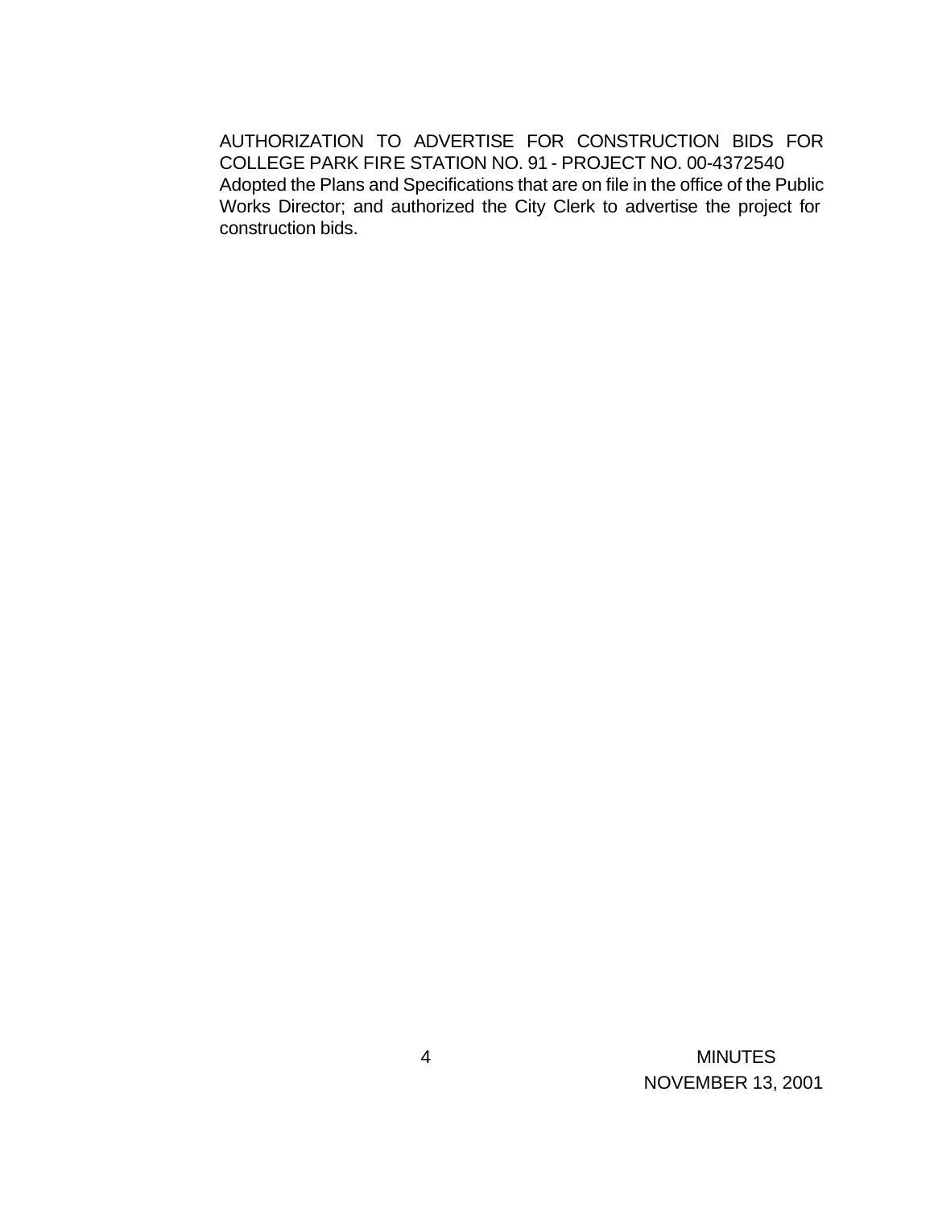AUTHORIZATION TO ADVERTISE FOR CONSTRUCTION BIDS FOR COLLEGE PARK FIRE STATION NO. 91 - PROJECT NO. 00-4372540

Adopted the Plans and Specifications that are on file in the office of the Public Works Director; and authorized the City Clerk to advertise the project for construction bids.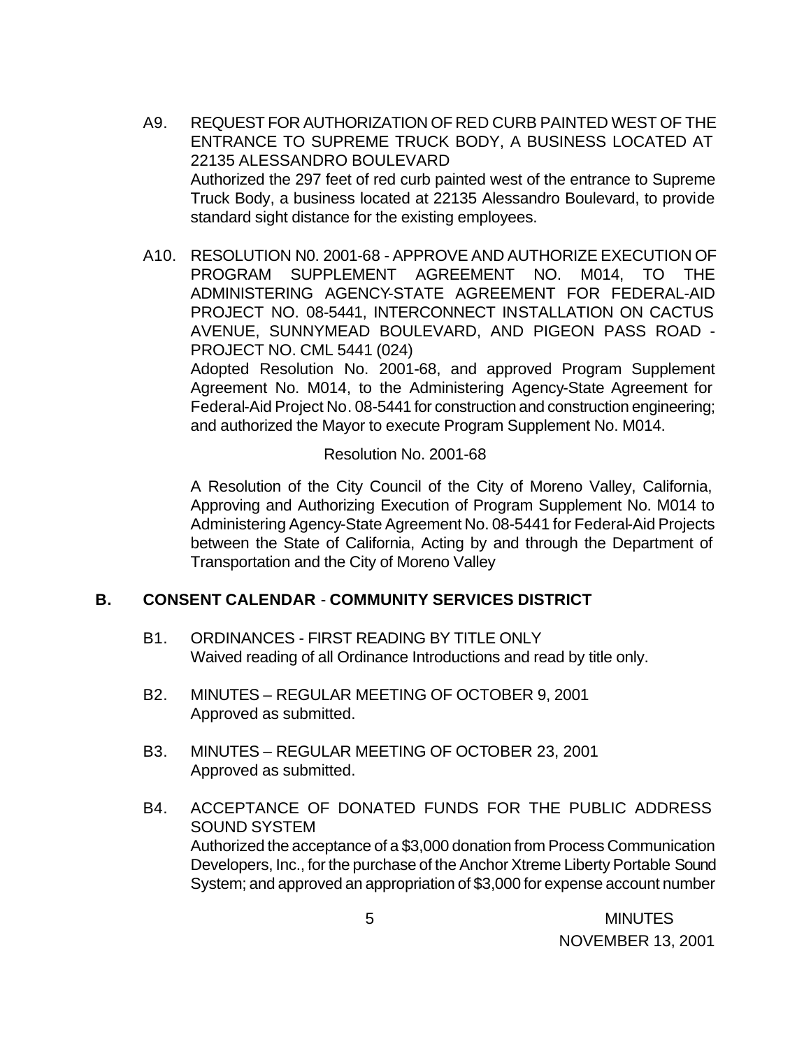A9. REQUEST FOR AUTHORIZATION OF RED CURB PAINTED WEST OF THE ENTRANCE TO SUPREME TRUCK BODY, A BUSINESS LOCATED AT 22135 ALESSANDRO BOULEVARD
Authorized the 297 feet of red curb painted west of the entrance to Supreme Truck Body, a business located at 22135 Alessandro Boulevard, to provide standard sight distance for the existing employees.

A10. RESOLUTION N0. 2001-68 - APPROVE AND AUTHORIZE EXECUTION OF PROGRAM SUPPLEMENT AGREEMENT NO. M014, TO THE ADMINISTERING AGENCY-STATE AGREEMENT FOR FEDERAL-AID PROJECT NO. 08-5441, INTERCONNECT INSTALLATION ON CACTUS AVENUE, SUNNYMEAD BOULEVARD, AND PIGEON PASS ROAD - PROJECT NO. CML 5441 (024)
Adopted Resolution No. 2001-68, and approved Program Supplement Agreement No. M014, to the Administering Agency-State Agreement for Federal-Aid Project No. 08-5441 for construction and construction engineering; and authorized the Mayor to execute Program Supplement No. M014.

Resolution No. 2001-68

A Resolution of the City Council of the City of Moreno Valley, California, Approving and Authorizing Execution of Program Supplement No. M014 to Administering Agency-State Agreement No. 08-5441 for Federal-Aid Projects between the State of California, Acting by and through the Department of Transportation and the City of Moreno Valley

## B. CONSENT CALENDAR - COMMUNITY SERVICES DISTRICT

B1. ORDINANCES - FIRST READING BY TITLE ONLY
Waived reading of all Ordinance Introductions and read by title only.

B2. MINUTES – REGULAR MEETING OF OCTOBER 9, 2001
Approved as submitted.

B3. MINUTES – REGULAR MEETING OF OCTOBER 23, 2001
Approved as submitted.

B4. ACCEPTANCE OF DONATED FUNDS FOR THE PUBLIC ADDRESS SOUND SYSTEM
Authorized the acceptance of a $3,000 donation from Process Communication Developers, Inc., for the purchase of the Anchor Xtreme Liberty Portable Sound System; and approved an appropriation of $3,000 for expense account number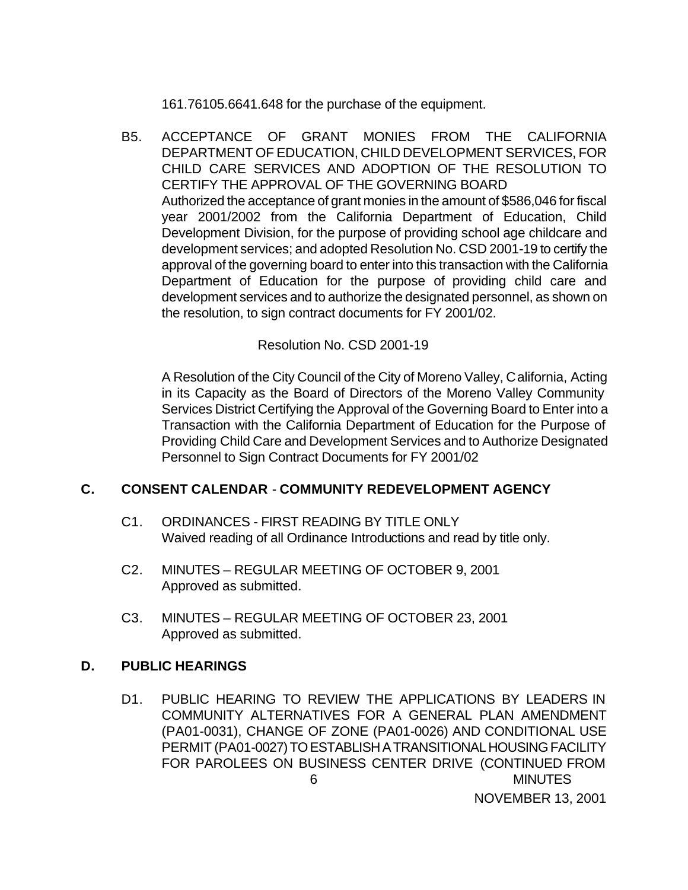161.76105.6641.648 for the purchase of the equipment.

B5. ACCEPTANCE OF GRANT MONIES FROM THE CALIFORNIA DEPARTMENT OF EDUCATION, CHILD DEVELOPMENT SERVICES, FOR CHILD CARE SERVICES AND ADOPTION OF THE RESOLUTION TO CERTIFY THE APPROVAL OF THE GOVERNING BOARD
Authorized the acceptance of grant monies in the amount of $586,046 for fiscal year 2001/2002 from the California Department of Education, Child Development Division, for the purpose of providing school age childcare and development services; and adopted Resolution No. CSD 2001-19 to certify the approval of the governing board to enter into this transaction with the California Department of Education for the purpose of providing child care and development services and to authorize the designated personnel, as shown on the resolution, to sign contract documents for FY 2001/02.

Resolution No. CSD 2001-19

A Resolution of the City Council of the City of Moreno Valley, California, Acting in its Capacity as the Board of Directors of the Moreno Valley Community Services District Certifying the Approval of the Governing Board to Enter into a Transaction with the California Department of Education for the Purpose of Providing Child Care and Development Services and to Authorize Designated Personnel to Sign Contract Documents for FY 2001/02

## C. CONSENT CALENDAR - COMMUNITY REDEVELOPMENT AGENCY

C1. ORDINANCES - FIRST READING BY TITLE ONLY
Waived reading of all Ordinance Introductions and read by title only.

C2. MINUTES – REGULAR MEETING OF OCTOBER 9, 2001
Approved as submitted.

C3. MINUTES – REGULAR MEETING OF OCTOBER 23, 2001
Approved as submitted.

## D. PUBLIC HEARINGS

D1. PUBLIC HEARING TO REVIEW THE APPLICATIONS BY LEADERS IN COMMUNITY ALTERNATIVES FOR A GENERAL PLAN AMENDMENT (PA01-0031), CHANGE OF ZONE (PA01-0026) AND CONDITIONAL USE PERMIT (PA01-0027) TO ESTABLISH A TRANSITIONAL HOUSING FACILITY FOR PAROLEES ON BUSINESS CENTER DRIVE (CONTINUED FROM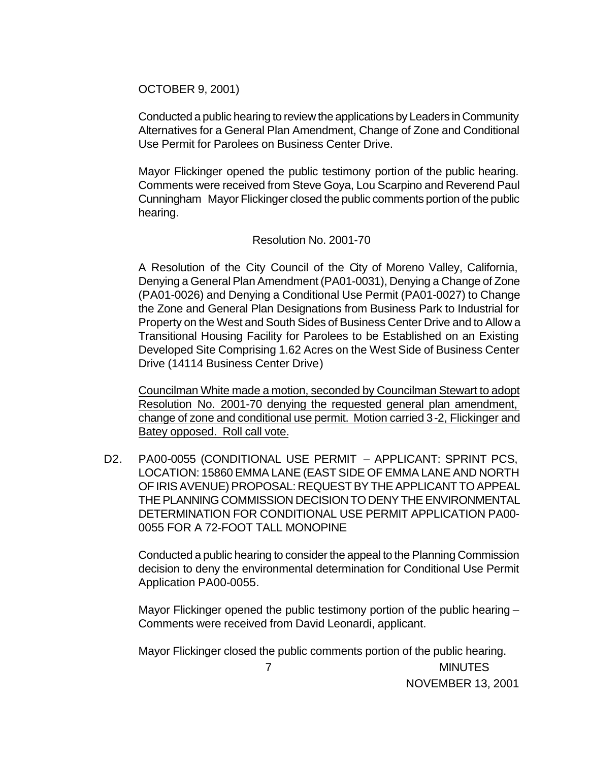OCTOBER 9, 2001)

Conducted a public hearing to review the applications by Leaders in Community Alternatives for a General Plan Amendment, Change of Zone and Conditional Use Permit for Parolees on Business Center Drive.

Mayor Flickinger opened the public testimony portion of the public hearing. Comments were received from Steve Goya, Lou Scarpino and Reverend Paul Cunningham Mayor Flickinger closed the public comments portion of the public hearing.

Resolution No. 2001-70

A Resolution of the City Council of the City of Moreno Valley, California, Denying a General Plan Amendment (PA01-0031), Denying a Change of Zone (PA01-0026) and Denying a Conditional Use Permit (PA01-0027) to Change the Zone and General Plan Designations from Business Park to Industrial for Property on the West and South Sides of Business Center Drive and to Allow a Transitional Housing Facility for Parolees to be Established on an Existing Developed Site Comprising 1.62 Acres on the West Side of Business Center Drive (14114 Business Center Drive)

<u>Councilman White made a motion, seconded by Councilman Stewart to adopt Resolution No. 2001-70 denying the requested general plan amendment, change of zone and conditional use permit. Motion carried 3-2, Flickinger and Batey opposed. Roll call vote.</u>

D2. PA00-0055 (CONDITIONAL USE PERMIT – APPLICANT: SPRINT PCS, LOCATION: 15860 EMMA LANE (EAST SIDE OF EMMA LANE AND NORTH OF IRIS AVENUE) PROPOSAL: REQUEST BY THE APPLICANT TO APPEAL THE PLANNING COMMISSION DECISION TO DENY THE ENVIRONMENTAL DETERMINATION FOR CONDITIONAL USE PERMIT APPLICATION PA00-0055 FOR A 72-FOOT TALL MONOPINE

Conducted a public hearing to consider the appeal to the Planning Commission decision to deny the environmental determination for Conditional Use Permit Application PA00-0055.

Mayor Flickinger opened the public testimony portion of the public hearing – Comments were received from David Leonardi, applicant.

Mayor Flickinger closed the public comments portion of the public hearing.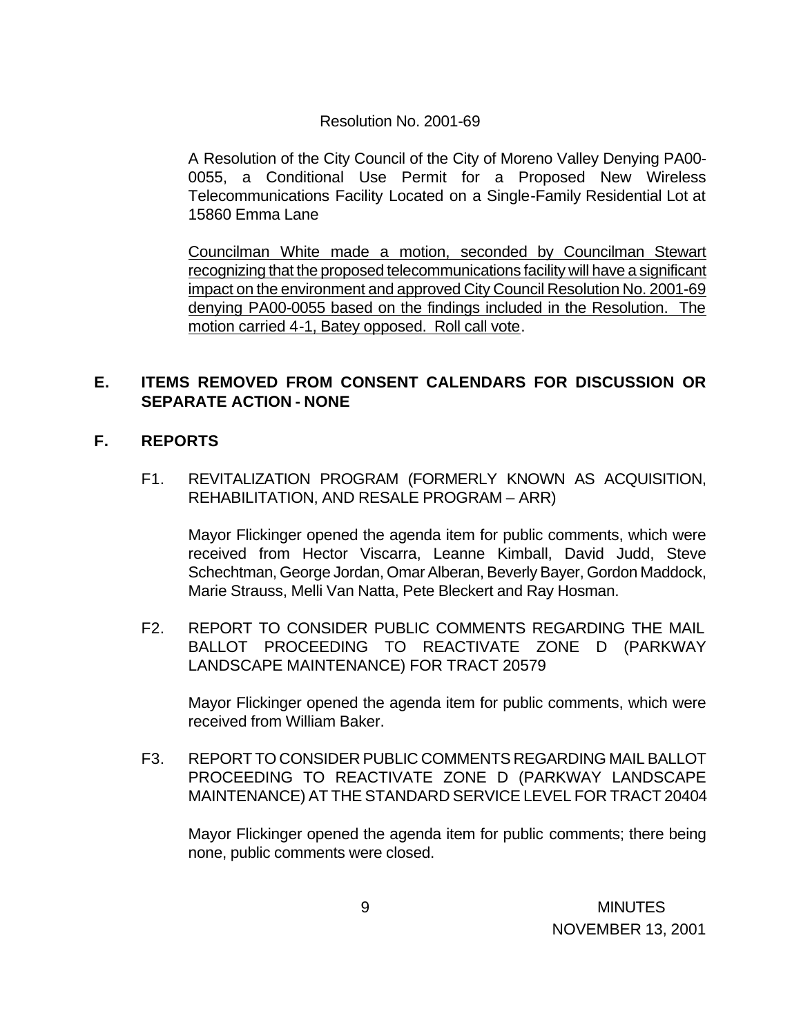Resolution No. 2001-69

A Resolution of the City Council of the City of Moreno Valley Denying PA00-0055, a Conditional Use Permit for a Proposed New Wireless Telecommunications Facility Located on a Single-Family Residential Lot at 15860 Emma Lane

Councilman White made a motion, seconded by Councilman Stewart recognizing that the proposed telecommunications facility will have a significant impact on the environment and approved City Council Resolution No. 2001-69 denying PA00-0055 based on the findings included in the Resolution. The motion carried 4-1, Batey opposed. Roll call vote.

## E. ITEMS REMOVED FROM CONSENT CALENDARS FOR DISCUSSION OR SEPARATE ACTION - NONE

## F. REPORTS

F1. REVITALIZATION PROGRAM (FORMERLY KNOWN AS ACQUISITION, REHABILITATION, AND RESALE PROGRAM – ARR)

Mayor Flickinger opened the agenda item for public comments, which were received from Hector Viscarra, Leanne Kimball, David Judd, Steve Schechtman, George Jordan, Omar Alberan, Beverly Bayer, Gordon Maddock, Marie Strauss, Melli Van Natta, Pete Bleckert and Ray Hosman.

F2. REPORT TO CONSIDER PUBLIC COMMENTS REGARDING THE MAIL BALLOT PROCEEDING TO REACTIVATE ZONE D (PARKWAY LANDSCAPE MAINTENANCE) FOR TRACT 20579

Mayor Flickinger opened the agenda item for public comments, which were received from William Baker.

F3. REPORT TO CONSIDER PUBLIC COMMENTS REGARDING MAIL BALLOT PROCEEDING TO REACTIVATE ZONE D (PARKWAY LANDSCAPE MAINTENANCE) AT THE STANDARD SERVICE LEVEL FOR TRACT 20404

Mayor Flickinger opened the agenda item for public comments; there being none, public comments were closed.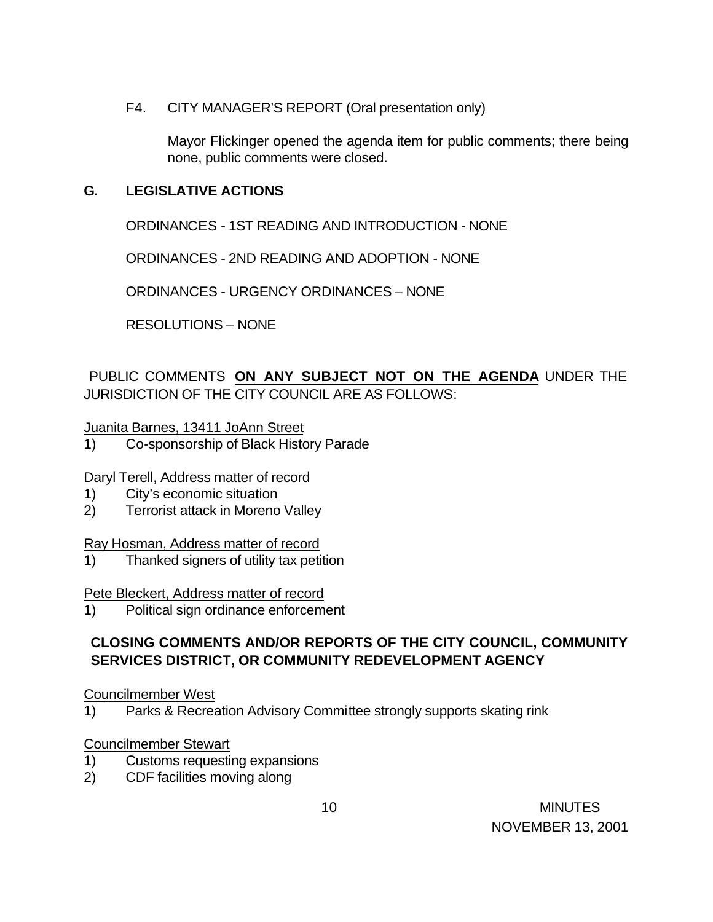F4. CITY MANAGER'S REPORT (Oral presentation only)

Mayor Flickinger opened the agenda item for public comments; there being none, public comments were closed.

## G. LEGISLATIVE ACTIONS

ORDINANCES - 1ST READING AND INTRODUCTION - NONE

ORDINANCES - 2ND READING AND ADOPTION - NONE

ORDINANCES - URGENCY ORDINANCES – NONE

RESOLUTIONS – NONE

PUBLIC COMMENTS **ON ANY SUBJECT NOT ON THE AGENDA** UNDER THE JURISDICTION OF THE CITY COUNCIL ARE AS FOLLOWS:

Juanita Barnes, 13411 JoAnn Street

1) Co-sponsorship of Black History Parade

Daryl Terell, Address matter of record

1) City's economic situation
2) Terrorist attack in Moreno Valley

Ray Hosman, Address matter of record

1) Thanked signers of utility tax petition

Pete Bleckert, Address matter of record

1) Political sign ordinance enforcement

**CLOSING COMMENTS AND/OR REPORTS OF THE CITY COUNCIL, COMMUNITY SERVICES DISTRICT, OR COMMUNITY REDEVELOPMENT AGENCY**

Councilmember West

1) Parks & Recreation Advisory Committee strongly supports skating rink

Councilmember Stewart

1) Customs requesting expansions
2) CDF facilities moving along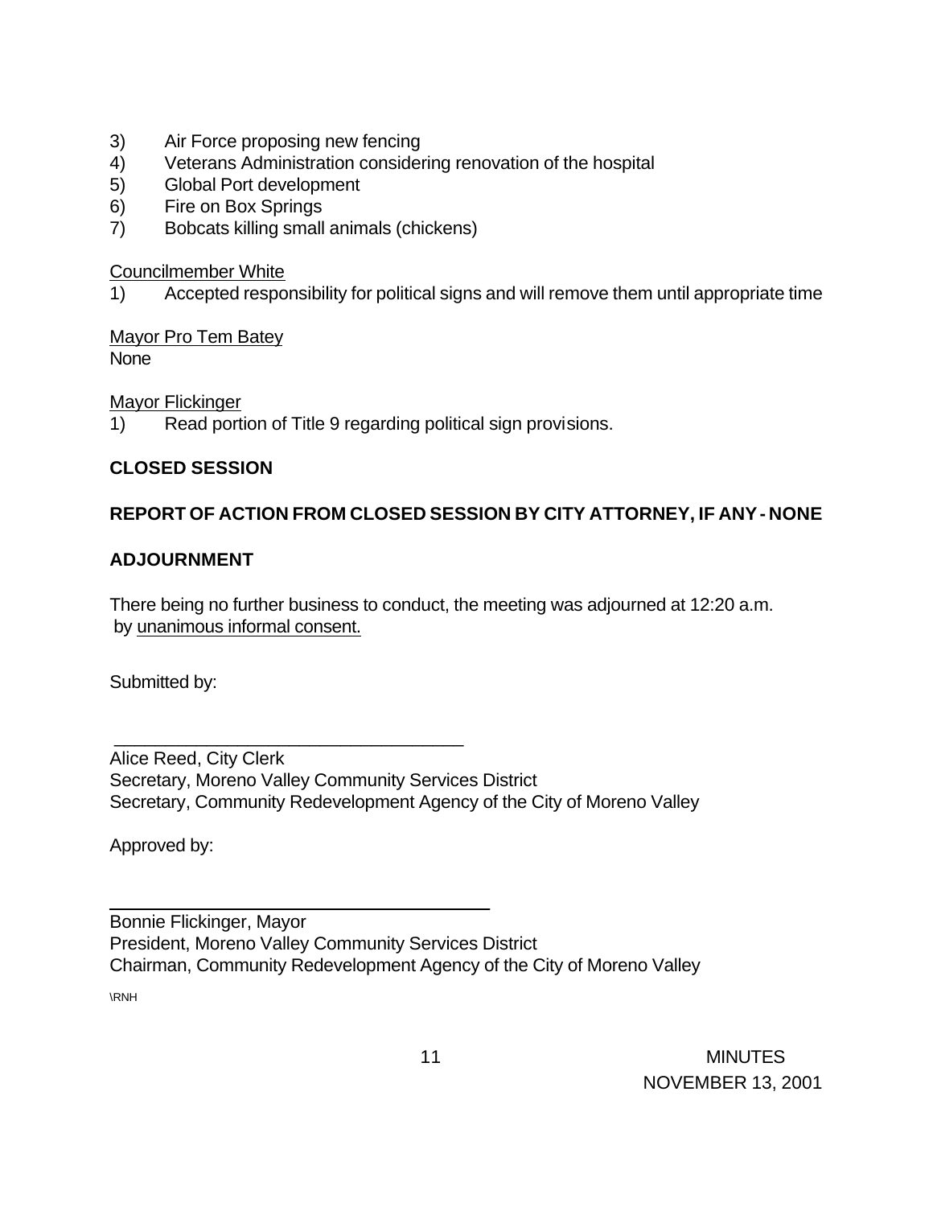3) Air Force proposing new fencing
4) Veterans Administration considering renovation of the hospital
5) Global Port development
6) Fire on Box Springs
7) Bobcats killing small animals (chickens)

Councilmember White

1) Accepted responsibility for political signs and will remove them until appropriate time

Mayor Pro Tem Batey

None

Mayor Flickinger

1) Read portion of Title 9 regarding political sign provisions.

**CLOSED SESSION**

**REPORT OF ACTION FROM CLOSED SESSION BY CITY ATTORNEY, IF ANY - NONE**

**ADJOURNMENT**

There being no further business to conduct, the meeting was adjourned at 12:20 a.m. by unanimous informal consent.

Submitted by:

\_\_\_\_\_\_\_\_\_\_\_\_\_\_\_\_\_\_\_\_\_\_\_\_\_\_\_\_\_\_\_\_\_\_\_\_

Alice Reed, City Clerk
Secretary, Moreno Valley Community Services District
Secretary, Community Redevelopment Agency of the City of Moreno Valley

Approved by:

\_\_\_\_\_\_\_\_\_\_\_\_\_\_\_\_\_\_\_\_\_\_\_\_\_\_\_\_\_\_\_\_\_\_\_\_

Bonnie Flickinger, Mayor
President, Moreno Valley Community Services District
Chairman, Community Redevelopment Agency of the City of Moreno Valley

\RNH